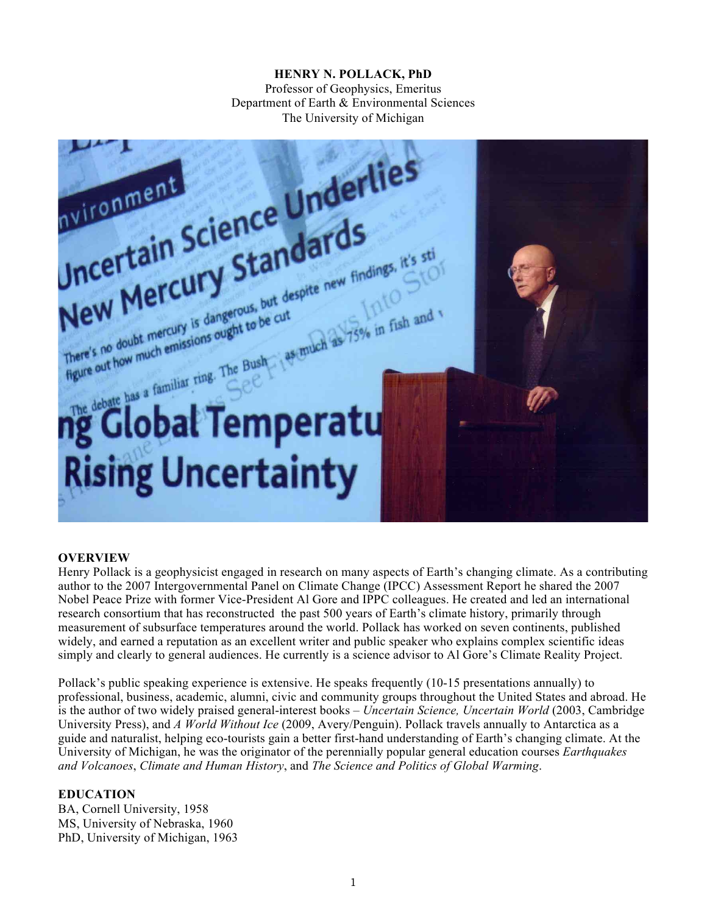**HENRY N. POLLACK, PhD**
Professor of Geophysics, Emeritus
Department of Earth & Environmental Sciences
The University of Michigan

## OVERVIEW

Henry Pollack is a geophysicist engaged in research on many aspects of Earth's changing climate. As a contributing author to the 2007 Intergovernmental Panel on Climate Change (IPCC) Assessment Report he shared the 2007 Nobel Peace Prize with former Vice-President Al Gore and IPPC colleagues. He created and led an international research consortium that has reconstructed the past 500 years of Earth's climate history, primarily through measurement of subsurface temperatures around the world. Pollack has worked on seven continents, published widely, and earned a reputation as an excellent writer and public speaker who explains complex scientific ideas simply and clearly to general audiences. He currently is a science advisor to Al Gore's Climate Reality Project.

Pollack's public speaking experience is extensive. He speaks frequently (10-15 presentations annually) to professional, business, academic, alumni, civic and community groups throughout the United States and abroad. He is the author of two widely praised general-interest books – *Uncertain Science, Uncertain World* (2003, Cambridge University Press), and *A World Without Ice* (2009, Avery/Penguin). Pollack travels annually to Antarctica as a guide and naturalist, helping eco-tourists gain a better first-hand understanding of Earth's changing climate. At the University of Michigan, he was the originator of the perennially popular general education courses *Earthquakes and Volcanoes*, *Climate and Human History*, and *The Science and Politics of Global Warming*.

## EDUCATION

BA, Cornell University, 1958
MS, University of Nebraska, 1960
PhD, University of Michigan, 1963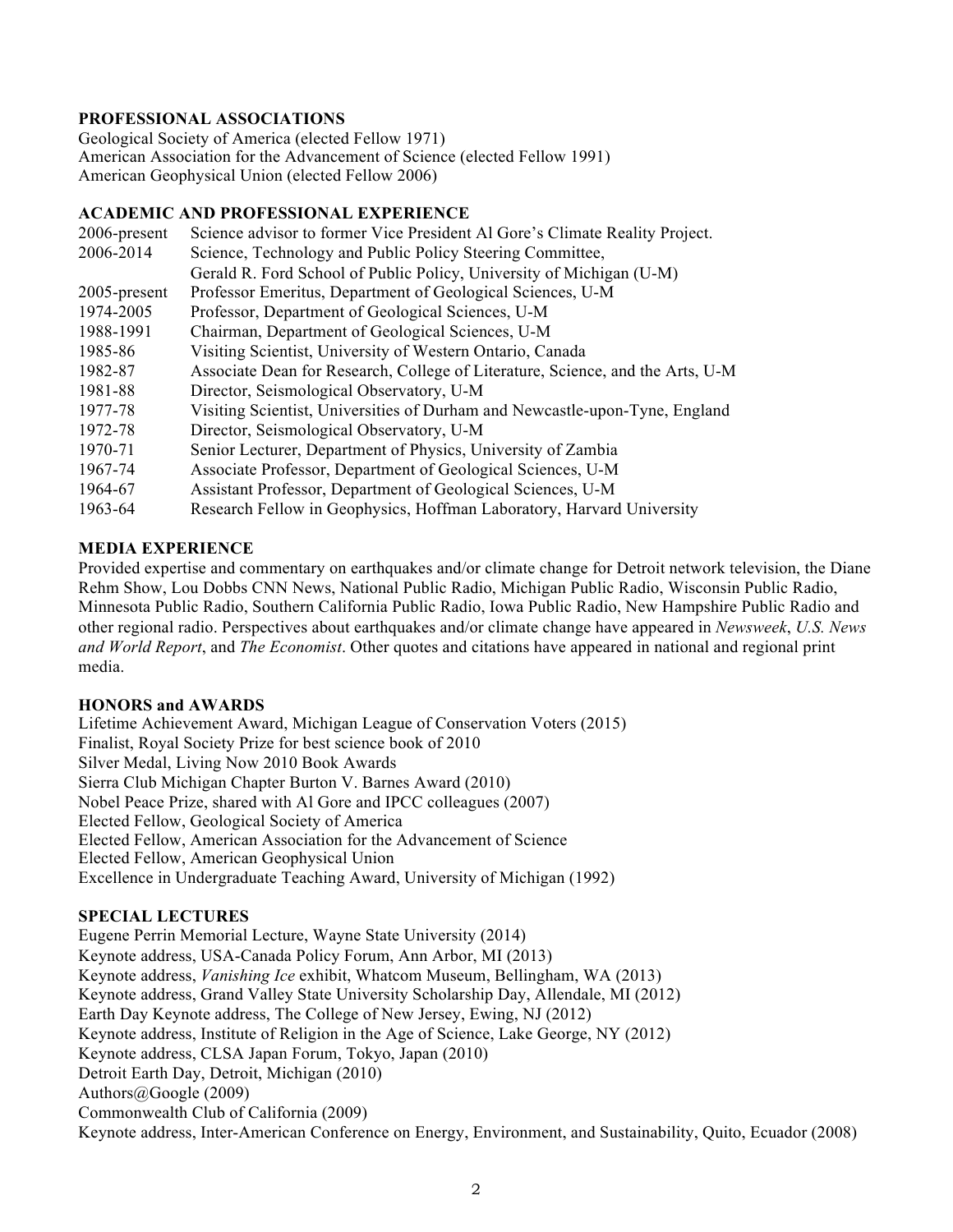## PROFESSIONAL ASSOCIATIONS

Geological Society of America (elected Fellow 1971)
American Association for the Advancement of Science (elected Fellow 1991)
American Geophysical Union (elected Fellow 2006)

## ACADEMIC AND PROFESSIONAL EXPERIENCE

| | |
|---|---|
| 2006-present | Science advisor to former Vice President Al Gore's Climate Reality Project. |
| 2006-2014 | Science, Technology and Public Policy Steering Committee, Gerald R. Ford School of Public Policy, University of Michigan (U-M) |
| 2005-present | Professor Emeritus, Department of Geological Sciences, U-M |
| 1974-2005 | Professor, Department of Geological Sciences, U-M |
| 1988-1991 | Chairman, Department of Geological Sciences, U-M |
| 1985-86 | Visiting Scientist, University of Western Ontario, Canada |
| 1982-87 | Associate Dean for Research, College of Literature, Science, and the Arts, U-M |
| 1981-88 | Director, Seismological Observatory, U-M |
| 1977-78 | Visiting Scientist, Universities of Durham and Newcastle-upon-Tyne, England |
| 1972-78 | Director, Seismological Observatory, U-M |
| 1970-71 | Senior Lecturer, Department of Physics, University of Zambia |
| 1967-74 | Associate Professor, Department of Geological Sciences, U-M |
| 1964-67 | Assistant Professor, Department of Geological Sciences, U-M |
| 1963-64 | Research Fellow in Geophysics, Hoffman Laboratory, Harvard University |

## MEDIA EXPERIENCE

Provided expertise and commentary on earthquakes and/or climate change for Detroit network television, the Diane Rehm Show, Lou Dobbs CNN News, National Public Radio, Michigan Public Radio, Wisconsin Public Radio, Minnesota Public Radio, Southern California Public Radio, Iowa Public Radio, New Hampshire Public Radio and other regional radio. Perspectives about earthquakes and/or climate change have appeared in *Newsweek*, *U.S. News and World Report*, and *The Economist*. Other quotes and citations have appeared in national and regional print media.

## HONORS and AWARDS

Lifetime Achievement Award, Michigan League of Conservation Voters (2015)
Finalist, Royal Society Prize for best science book of 2010
Silver Medal, Living Now 2010 Book Awards
Sierra Club Michigan Chapter Burton V. Barnes Award (2010)
Nobel Peace Prize, shared with Al Gore and IPCC colleagues (2007)
Elected Fellow, Geological Society of America
Elected Fellow, American Association for the Advancement of Science
Elected Fellow, American Geophysical Union
Excellence in Undergraduate Teaching Award, University of Michigan (1992)

## SPECIAL LECTURES

Eugene Perrin Memorial Lecture, Wayne State University (2014)
Keynote address, USA-Canada Policy Forum, Ann Arbor, MI (2013)
Keynote address, *Vanishing Ice* exhibit, Whatcom Museum, Bellingham, WA (2013)
Keynote address, Grand Valley State University Scholarship Day, Allendale, MI (2012)
Earth Day Keynote address, The College of New Jersey, Ewing, NJ (2012)
Keynote address, Institute of Religion in the Age of Science, Lake George, NY (2012)
Keynote address, CLSA Japan Forum, Tokyo, Japan (2010)
Detroit Earth Day, Detroit, Michigan (2010)
Authors@Google (2009)
Commonwealth Club of California (2009)
Keynote address, Inter-American Conference on Energy, Environment, and Sustainability, Quito, Ecuador (2008)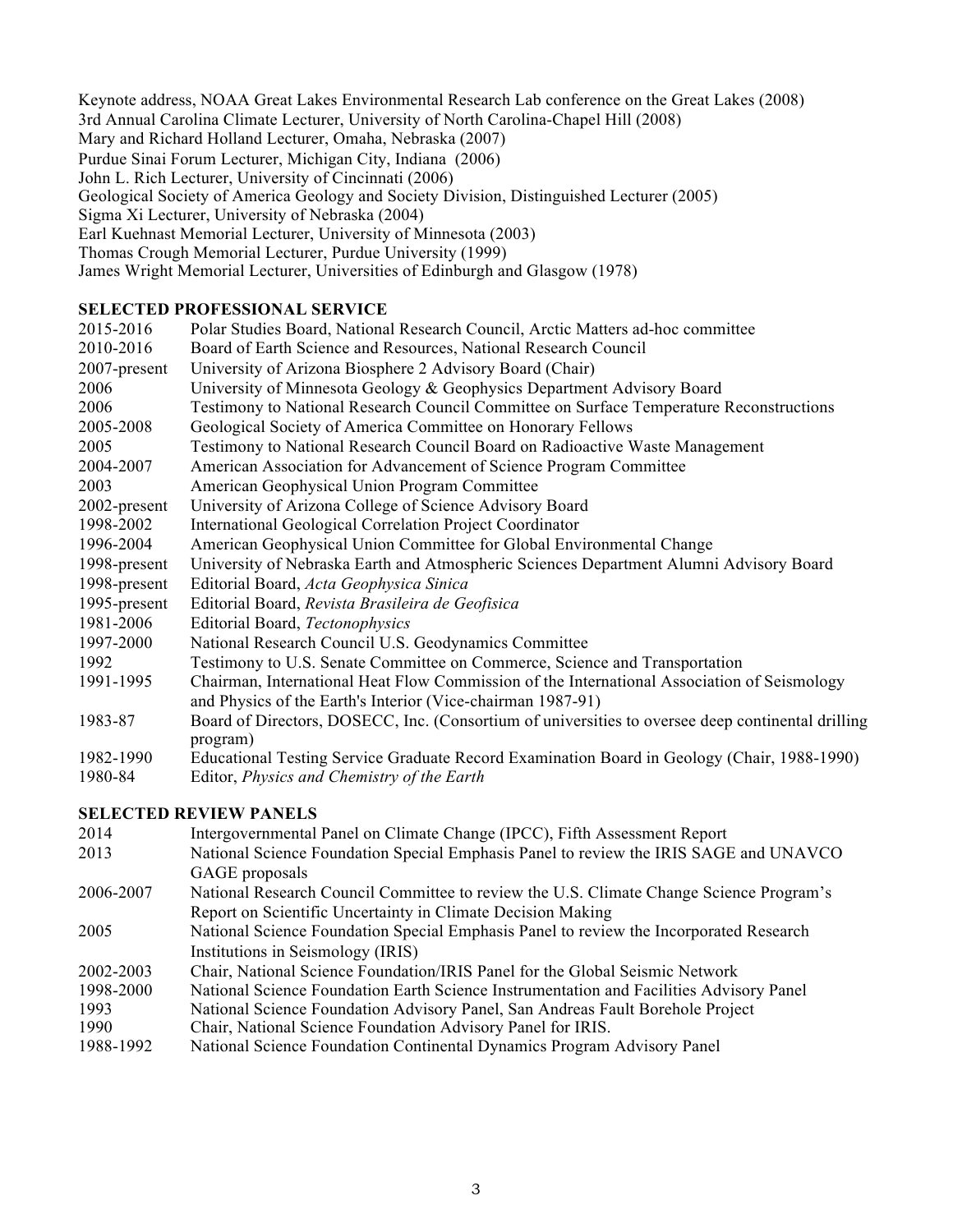Keynote address, NOAA Great Lakes Environmental Research Lab conference on the Great Lakes (2008)
3rd Annual Carolina Climate Lecturer, University of North Carolina-Chapel Hill (2008)
Mary and Richard Holland Lecturer, Omaha, Nebraska (2007)
Purdue Sinai Forum Lecturer, Michigan City, Indiana (2006)
John L. Rich Lecturer, University of Cincinnati (2006)
Geological Society of America Geology and Society Division, Distinguished Lecturer (2005)
Sigma Xi Lecturer, University of Nebraska (2004)
Earl Kuehnast Memorial Lecturer, University of Minnesota (2003)
Thomas Crough Memorial Lecturer, Purdue University (1999)
James Wright Memorial Lecturer, Universities of Edinburgh and Glasgow (1978)

## SELECTED PROFESSIONAL SERVICE

| | |
|---|---|
| 2015-2016 | Polar Studies Board, National Research Council, Arctic Matters ad-hoc committee |
| 2010-2016 | Board of Earth Science and Resources, National Research Council |
| 2007-present | University of Arizona Biosphere 2 Advisory Board (Chair) |
| 2006 | University of Minnesota Geology & Geophysics Department Advisory Board |
| 2006 | Testimony to National Research Council Committee on Surface Temperature Reconstructions |
| 2005-2008 | Geological Society of America Committee on Honorary Fellows |
| 2005 | Testimony to National Research Council Board on Radioactive Waste Management |
| 2004-2007 | American Association for Advancement of Science Program Committee |
| 2003 | American Geophysical Union Program Committee |
| 2002-present | University of Arizona College of Science Advisory Board |
| 1998-2002 | International Geological Correlation Project Coordinator |
| 1996-2004 | American Geophysical Union Committee for Global Environmental Change |
| 1998-present | University of Nebraska Earth and Atmospheric Sciences Department Alumni Advisory Board |
| 1998-present | Editorial Board, *Acta Geophysica Sinica* |
| 1995-present | Editorial Board, *Revista Brasileira de Geofisica* |
| 1981-2006 | Editorial Board, *Tectonophysics* |
| 1997-2000 | National Research Council U.S. Geodynamics Committee |
| 1992 | Testimony to U.S. Senate Committee on Commerce, Science and Transportation |
| 1991-1995 | Chairman, International Heat Flow Commission of the International Association of Seismology and Physics of the Earth's Interior (Vice-chairman 1987-91) |
| 1983-87 | Board of Directors, DOSECC, Inc. (Consortium of universities to oversee deep continental drilling program) |
| 1982-1990 | Educational Testing Service Graduate Record Examination Board in Geology (Chair, 1988-1990) |
| 1980-84 | Editor, *Physics and Chemistry of the Earth* |

## SELECTED REVIEW PANELS

| | |
|---|---|
| 2014 | Intergovernmental Panel on Climate Change (IPCC), Fifth Assessment Report |
| 2013 | National Science Foundation Special Emphasis Panel to review the IRIS SAGE and UNAVCO GAGE proposals |
| 2006-2007 | National Research Council Committee to review the U.S. Climate Change Science Program's Report on Scientific Uncertainty in Climate Decision Making |
| 2005 | National Science Foundation Special Emphasis Panel to review the Incorporated Research Institutions in Seismology (IRIS) |
| 2002-2003 | Chair, National Science Foundation/IRIS Panel for the Global Seismic Network |
| 1998-2000 | National Science Foundation Earth Science Instrumentation and Facilities Advisory Panel |
| 1993 | National Science Foundation Advisory Panel, San Andreas Fault Borehole Project |
| 1990 | Chair, National Science Foundation Advisory Panel for IRIS. |
| 1988-1992 | National Science Foundation Continental Dynamics Program Advisory Panel |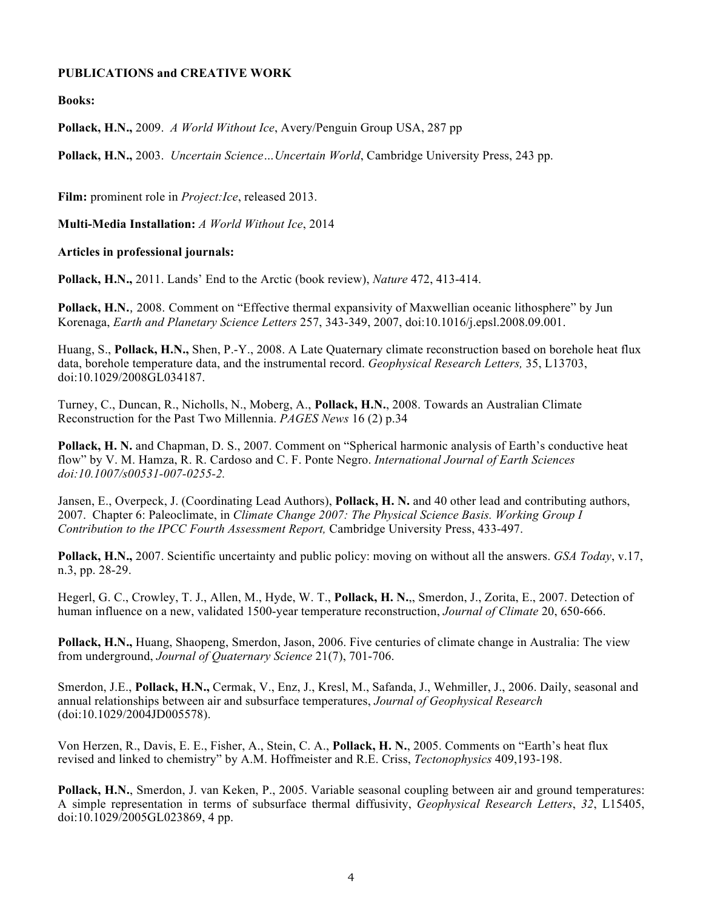**PUBLICATIONS and CREATIVE WORK**

**Books:**

**Pollack, H.N.,** 2009. *A World Without Ice*, Avery/Penguin Group USA, 287 pp

**Pollack, H.N.,** 2003. *Uncertain Science…Uncertain World*, Cambridge University Press, 243 pp.

**Film:** prominent role in *Project:Ice*, released 2013.

**Multi-Media Installation:** *A World Without Ice*, 2014

**Articles in professional journals:**

**Pollack, H.N.,** 2011. Lands' End to the Arctic (book review), *Nature* 472, 413-414.

**Pollack, H.N.**, 2008. Comment on "Effective thermal expansivity of Maxwellian oceanic lithosphere" by Jun Korenaga, *Earth and Planetary Science Letters* 257, 343-349, 2007, doi:10.1016/j.epsl.2008.09.001.

Huang, S., **Pollack, H.N.,** Shen, P.-Y., 2008. A Late Quaternary climate reconstruction based on borehole heat flux data, borehole temperature data, and the instrumental record. *Geophysical Research Letters,* 35, L13703, doi:10.1029/2008GL034187.

Turney, C., Duncan, R., Nicholls, N., Moberg, A., **Pollack, H.N.**, 2008. Towards an Australian Climate Reconstruction for the Past Two Millennia. *PAGES News* 16 (2) p.34

**Pollack, H. N.** and Chapman, D. S., 2007. Comment on "Spherical harmonic analysis of Earth's conductive heat flow" by V. M. Hamza, R. R. Cardoso and C. F. Ponte Negro. *International Journal of Earth Sciences doi:10.1007/s00531-007-0255-2.*

Jansen, E., Overpeck, J. (Coordinating Lead Authors), **Pollack, H. N.** and 40 other lead and contributing authors, 2007. Chapter 6: Paleoclimate, in *Climate Change 2007: The Physical Science Basis. Working Group I Contribution to the IPCC Fourth Assessment Report,* Cambridge University Press, 433-497.

**Pollack, H.N.,** 2007. Scientific uncertainty and public policy: moving on without all the answers. *GSA Today*, v.17, n.3, pp. 28-29.

Hegerl, G. C., Crowley, T. J., Allen, M., Hyde, W. T., **Pollack, H. N.**,, Smerdon, J., Zorita, E., 2007. Detection of human influence on a new, validated 1500-year temperature reconstruction, *Journal of Climate* 20, 650-666.

**Pollack, H.N.,** Huang, Shaopeng, Smerdon, Jason, 2006. Five centuries of climate change in Australia: The view from underground, *Journal of Quaternary Science* 21(7), 701-706.

Smerdon, J.E., **Pollack, H.N.,** Cermak, V., Enz, J., Kresl, M., Safanda, J., Wehmiller, J., 2006. Daily, seasonal and annual relationships between air and subsurface temperatures, *Journal of Geophysical Research* (doi:10.1029/2004JD005578).

Von Herzen, R., Davis, E. E., Fisher, A., Stein, C. A., **Pollack, H. N.**, 2005. Comments on "Earth's heat flux revised and linked to chemistry" by A.M. Hoffmeister and R.E. Criss, *Tectonophysics* 409,193-198.

**Pollack, H.N.**, Smerdon, J. van Keken, P., 2005. Variable seasonal coupling between air and ground temperatures: A simple representation in terms of subsurface thermal diffusivity, *Geophysical Research Letters*, *32*, L15405, doi:10.1029/2005GL023869, 4 pp.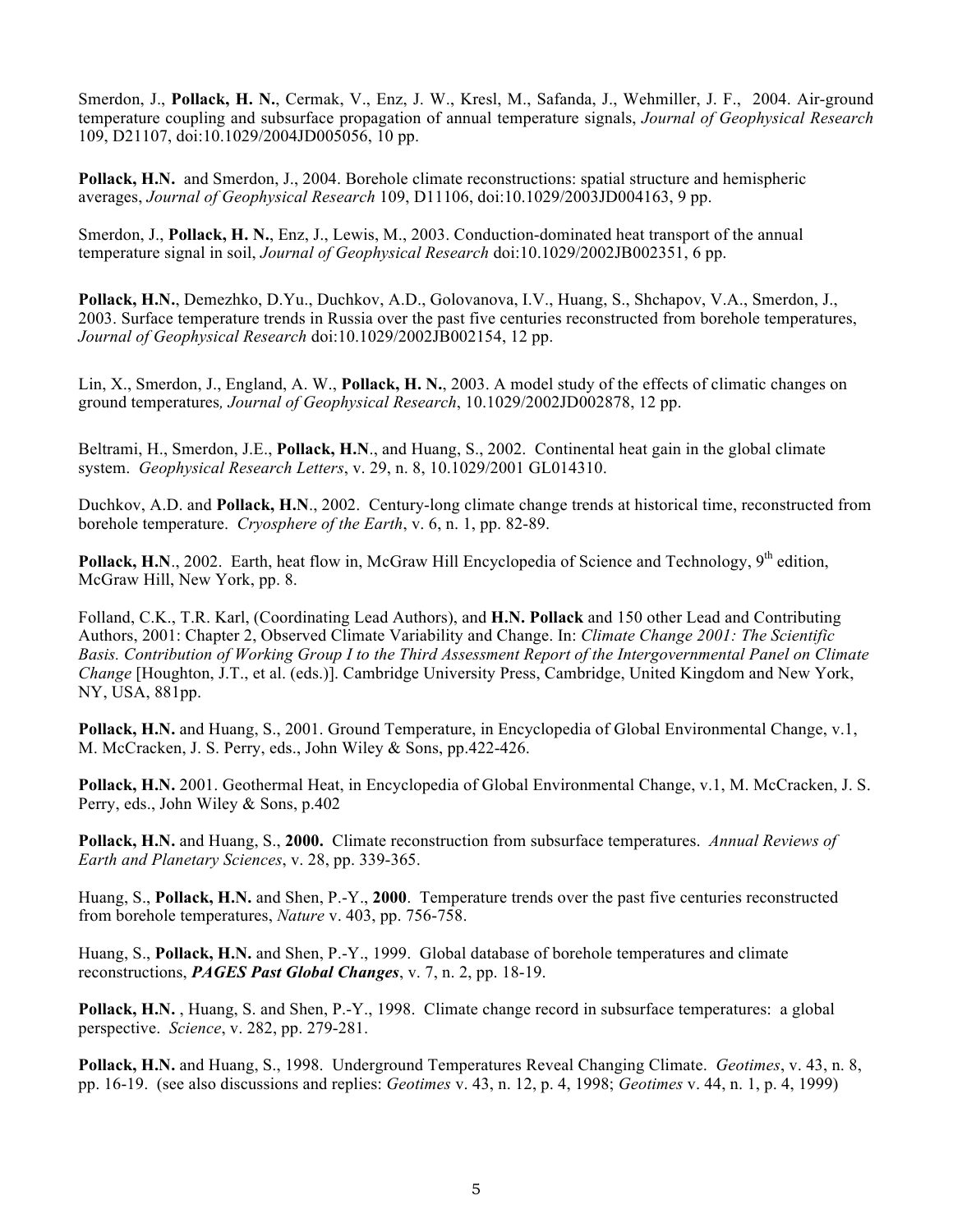Smerdon, J., **Pollack, H. N.**, Cermak, V., Enz, J. W., Kresl, M., Safanda, J., Wehmiller, J. F., 2004. Air-ground temperature coupling and subsurface propagation of annual temperature signals, *Journal of Geophysical Research* 109, D21107, doi:10.1029/2004JD005056, 10 pp.

**Pollack, H.N.** and Smerdon, J., 2004. Borehole climate reconstructions: spatial structure and hemispheric averages, *Journal of Geophysical Research* 109, D11106, doi:10.1029/2003JD004163, 9 pp.

Smerdon, J., **Pollack, H. N.**, Enz, J., Lewis, M., 2003. Conduction-dominated heat transport of the annual temperature signal in soil, *Journal of Geophysical Research* doi:10.1029/2002JB002351, 6 pp.

**Pollack, H.N.**, Demezhko, D.Yu., Duchkov, A.D., Golovanova, I.V., Huang, S., Shchapov, V.A., Smerdon, J., 2003. Surface temperature trends in Russia over the past five centuries reconstructed from borehole temperatures, *Journal of Geophysical Research* doi:10.1029/2002JB002154, 12 pp.

Lin, X., Smerdon, J., England, A. W., **Pollack, H. N.**, 2003. A model study of the effects of climatic changes on ground temperatures*, Journal of Geophysical Research*, 10.1029/2002JD002878, 12 pp.

Beltrami, H., Smerdon, J.E., **Pollack, H.N**., and Huang, S., 2002. Continental heat gain in the global climate system. *Geophysical Research Letters*, v. 29, n. 8, 10.1029/2001 GL014310.

Duchkov, A.D. and **Pollack, H.N**., 2002. Century-long climate change trends at historical time, reconstructed from borehole temperature. *Cryosphere of the Earth*, v. 6, n. 1, pp. 82-89.

**Pollack, H.N**., 2002. Earth, heat flow in, McGraw Hill Encyclopedia of Science and Technology, 9th edition, McGraw Hill, New York, pp. 8.

Folland, C.K., T.R. Karl, (Coordinating Lead Authors), and **H.N. Pollack** and 150 other Lead and Contributing Authors, 2001: Chapter 2, Observed Climate Variability and Change. In: *Climate Change 2001: The Scientific Basis. Contribution of Working Group I to the Third Assessment Report of the Intergovernmental Panel on Climate Change* [Houghton, J.T., et al. (eds.)]. Cambridge University Press, Cambridge, United Kingdom and New York, NY, USA, 881pp.

**Pollack, H.N.** and Huang, S., 2001. Ground Temperature, in Encyclopedia of Global Environmental Change, v.1, M. McCracken, J. S. Perry, eds., John Wiley & Sons, pp.422-426.

**Pollack, H.N.** 2001. Geothermal Heat, in Encyclopedia of Global Environmental Change, v.1, M. McCracken, J. S. Perry, eds., John Wiley & Sons, p.402

**Pollack, H.N.** and Huang, S., **2000.** Climate reconstruction from subsurface temperatures. *Annual Reviews of Earth and Planetary Sciences*, v. 28, pp. 339-365.

Huang, S., **Pollack, H.N.** and Shen, P.-Y., **2000**. Temperature trends over the past five centuries reconstructed from borehole temperatures, *Nature* v. 403, pp. 756-758.

Huang, S., **Pollack, H.N.** and Shen, P.-Y., 1999. Global database of borehole temperatures and climate reconstructions, ***PAGES Past Global Changes***, v. 7, n. 2, pp. 18-19.

**Pollack, H.N.** , Huang, S. and Shen, P.-Y., 1998. Climate change record in subsurface temperatures: a global perspective. *Science*, v. 282, pp. 279-281.

**Pollack, H.N.** and Huang, S., 1998. Underground Temperatures Reveal Changing Climate. *Geotimes*, v. 43, n. 8, pp. 16-19. (see also discussions and replies: *Geotimes* v. 43, n. 12, p. 4, 1998; *Geotimes* v. 44, n. 1, p. 4, 1999)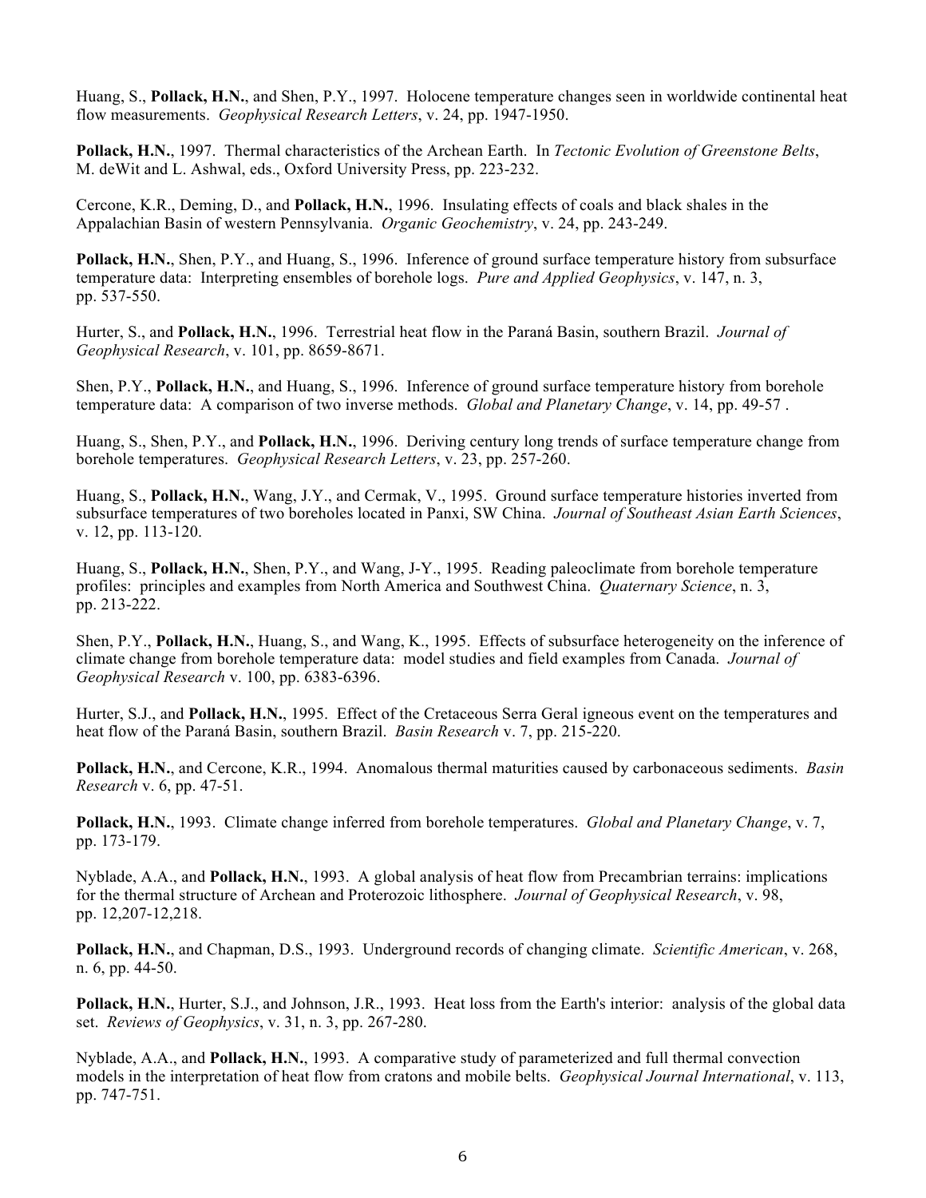Huang, S., **Pollack, H.N.**, and Shen, P.Y., 1997. Holocene temperature changes seen in worldwide continental heat flow measurements. *Geophysical Research Letters*, v. 24, pp. 1947-1950.

**Pollack, H.N.**, 1997. Thermal characteristics of the Archean Earth. In *Tectonic Evolution of Greenstone Belts*, M. deWit and L. Ashwal, eds., Oxford University Press, pp. 223-232.

Cercone, K.R., Deming, D., and **Pollack, H.N.**, 1996. Insulating effects of coals and black shales in the Appalachian Basin of western Pennsylvania. *Organic Geochemistry*, v. 24, pp. 243-249.

**Pollack, H.N.**, Shen, P.Y., and Huang, S., 1996. Inference of ground surface temperature history from subsurface temperature data: Interpreting ensembles of borehole logs. *Pure and Applied Geophysics*, v. 147, n. 3, pp. 537-550.

Hurter, S., and **Pollack, H.N.**, 1996. Terrestrial heat flow in the Paraná Basin, southern Brazil. *Journal of Geophysical Research*, v. 101, pp. 8659-8671.

Shen, P.Y., **Pollack, H.N.**, and Huang, S., 1996. Inference of ground surface temperature history from borehole temperature data: A comparison of two inverse methods. *Global and Planetary Change*, v. 14, pp. 49-57 .

Huang, S., Shen, P.Y., and **Pollack, H.N.**, 1996. Deriving century long trends of surface temperature change from borehole temperatures. *Geophysical Research Letters*, v. 23, pp. 257-260.

Huang, S., **Pollack, H.N.**, Wang, J.Y., and Cermak, V., 1995. Ground surface temperature histories inverted from subsurface temperatures of two boreholes located in Panxi, SW China. *Journal of Southeast Asian Earth Sciences*, v. 12, pp. 113-120.

Huang, S., **Pollack, H.N.**, Shen, P.Y., and Wang, J-Y., 1995. Reading paleoclimate from borehole temperature profiles: principles and examples from North America and Southwest China. *Quaternary Science*, n. 3, pp. 213-222.

Shen, P.Y., **Pollack, H.N.**, Huang, S., and Wang, K., 1995. Effects of subsurface heterogeneity on the inference of climate change from borehole temperature data: model studies and field examples from Canada. *Journal of Geophysical Research* v. 100, pp. 6383-6396.

Hurter, S.J., and **Pollack, H.N.**, 1995. Effect of the Cretaceous Serra Geral igneous event on the temperatures and heat flow of the Paraná Basin, southern Brazil. *Basin Research* v. 7, pp. 215-220.

**Pollack, H.N.**, and Cercone, K.R., 1994. Anomalous thermal maturities caused by carbonaceous sediments. *Basin Research* v. 6, pp. 47-51.

**Pollack, H.N.**, 1993. Climate change inferred from borehole temperatures. *Global and Planetary Change*, v. 7, pp. 173-179.

Nyblade, A.A., and **Pollack, H.N.**, 1993. A global analysis of heat flow from Precambrian terrains: implications for the thermal structure of Archean and Proterozoic lithosphere. *Journal of Geophysical Research*, v. 98, pp. 12,207-12,218.

**Pollack, H.N.**, and Chapman, D.S., 1993. Underground records of changing climate. *Scientific American*, v. 268, n. 6, pp. 44-50.

**Pollack, H.N.**, Hurter, S.J., and Johnson, J.R., 1993. Heat loss from the Earth's interior: analysis of the global data set. *Reviews of Geophysics*, v. 31, n. 3, pp. 267-280.

Nyblade, A.A., and **Pollack, H.N.**, 1993. A comparative study of parameterized and full thermal convection models in the interpretation of heat flow from cratons and mobile belts. *Geophysical Journal International*, v. 113, pp. 747-751.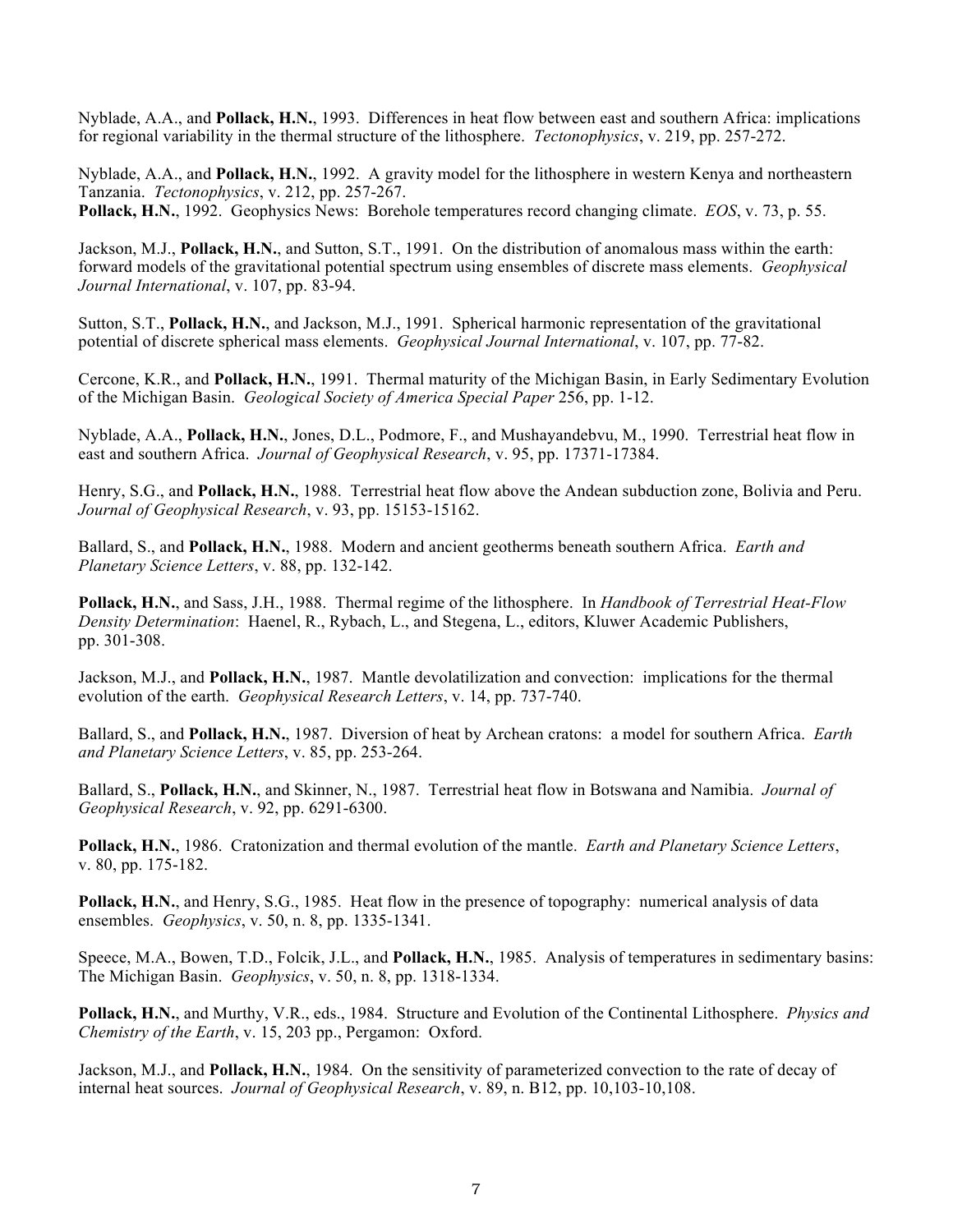Nyblade, A.A., and **Pollack, H.N.**, 1993. Differences in heat flow between east and southern Africa: implications for regional variability in the thermal structure of the lithosphere. *Tectonophysics*, v. 219, pp. 257-272.

Nyblade, A.A., and **Pollack, H.N.**, 1992. A gravity model for the lithosphere in western Kenya and northeastern Tanzania. *Tectonophysics*, v. 212, pp. 257-267.
**Pollack, H.N.**, 1992. Geophysics News: Borehole temperatures record changing climate. *EOS*, v. 73, p. 55.

Jackson, M.J., **Pollack, H.N.**, and Sutton, S.T., 1991. On the distribution of anomalous mass within the earth: forward models of the gravitational potential spectrum using ensembles of discrete mass elements. *Geophysical Journal International*, v. 107, pp. 83-94.

Sutton, S.T., **Pollack, H.N.**, and Jackson, M.J., 1991. Spherical harmonic representation of the gravitational potential of discrete spherical mass elements. *Geophysical Journal International*, v. 107, pp. 77-82.

Cercone, K.R., and **Pollack, H.N.**, 1991. Thermal maturity of the Michigan Basin, in Early Sedimentary Evolution of the Michigan Basin. *Geological Society of America Special Paper* 256, pp. 1-12.

Nyblade, A.A., **Pollack, H.N.**, Jones, D.L., Podmore, F., and Mushayandebvu, M., 1990. Terrestrial heat flow in east and southern Africa. *Journal of Geophysical Research*, v. 95, pp. 17371-17384.

Henry, S.G., and **Pollack, H.N.**, 1988. Terrestrial heat flow above the Andean subduction zone, Bolivia and Peru. *Journal of Geophysical Research*, v. 93, pp. 15153-15162.

Ballard, S., and **Pollack, H.N.**, 1988. Modern and ancient geotherms beneath southern Africa. *Earth and Planetary Science Letters*, v. 88, pp. 132-142.

**Pollack, H.N.**, and Sass, J.H., 1988. Thermal regime of the lithosphere. In *Handbook of Terrestrial Heat-Flow Density Determination*: Haenel, R., Rybach, L., and Stegena, L., editors, Kluwer Academic Publishers, pp. 301-308.

Jackson, M.J., and **Pollack, H.N.**, 1987. Mantle devolatilization and convection: implications for the thermal evolution of the earth. *Geophysical Research Letters*, v. 14, pp. 737-740.

Ballard, S., and **Pollack, H.N.**, 1987. Diversion of heat by Archean cratons: a model for southern Africa. *Earth and Planetary Science Letters*, v. 85, pp. 253-264.

Ballard, S., **Pollack, H.N.**, and Skinner, N., 1987. Terrestrial heat flow in Botswana and Namibia. *Journal of Geophysical Research*, v. 92, pp. 6291-6300.

**Pollack, H.N.**, 1986. Cratonization and thermal evolution of the mantle. *Earth and Planetary Science Letters*, v. 80, pp. 175-182.

**Pollack, H.N.**, and Henry, S.G., 1985. Heat flow in the presence of topography: numerical analysis of data ensembles. *Geophysics*, v. 50, n. 8, pp. 1335-1341.

Speece, M.A., Bowen, T.D., Folcik, J.L., and **Pollack, H.N.**, 1985. Analysis of temperatures in sedimentary basins: The Michigan Basin. *Geophysics*, v. 50, n. 8, pp. 1318-1334.

**Pollack, H.N.**, and Murthy, V.R., eds., 1984. Structure and Evolution of the Continental Lithosphere. *Physics and Chemistry of the Earth*, v. 15, 203 pp., Pergamon: Oxford.

Jackson, M.J., and **Pollack, H.N.**, 1984. On the sensitivity of parameterized convection to the rate of decay of internal heat sources. *Journal of Geophysical Research*, v. 89, n. B12, pp. 10,103-10,108.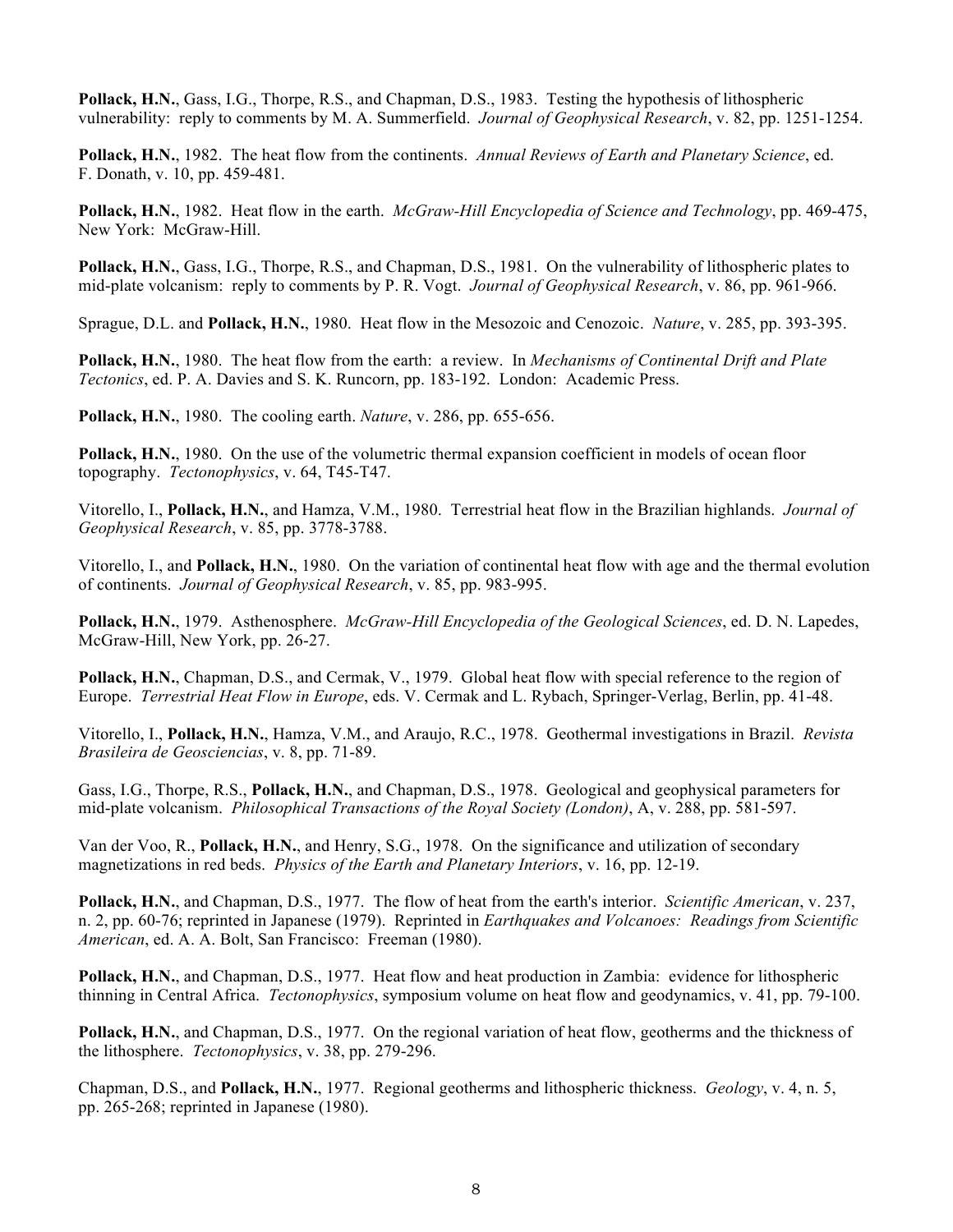**Pollack, H.N.**, Gass, I.G., Thorpe, R.S., and Chapman, D.S., 1983. Testing the hypothesis of lithospheric vulnerability: reply to comments by M. A. Summerfield. *Journal of Geophysical Research*, v. 82, pp. 1251-1254.

**Pollack, H.N.**, 1982. The heat flow from the continents. *Annual Reviews of Earth and Planetary Science*, ed. F. Donath, v. 10, pp. 459-481.

**Pollack, H.N.**, 1982. Heat flow in the earth. *McGraw-Hill Encyclopedia of Science and Technology*, pp. 469-475, New York: McGraw-Hill.

**Pollack, H.N.**, Gass, I.G., Thorpe, R.S., and Chapman, D.S., 1981. On the vulnerability of lithospheric plates to mid-plate volcanism: reply to comments by P. R. Vogt. *Journal of Geophysical Research*, v. 86, pp. 961-966.

Sprague, D.L. and **Pollack, H.N.**, 1980. Heat flow in the Mesozoic and Cenozoic. *Nature*, v. 285, pp. 393-395.

**Pollack, H.N.**, 1980. The heat flow from the earth: a review. In *Mechanisms of Continental Drift and Plate Tectonics*, ed. P. A. Davies and S. K. Runcorn, pp. 183-192. London: Academic Press.

**Pollack, H.N.**, 1980. The cooling earth. *Nature*, v. 286, pp. 655-656.

**Pollack, H.N.**, 1980. On the use of the volumetric thermal expansion coefficient in models of ocean floor topography. *Tectonophysics*, v. 64, T45-T47.

Vitorello, I., **Pollack, H.N.**, and Hamza, V.M., 1980. Terrestrial heat flow in the Brazilian highlands. *Journal of Geophysical Research*, v. 85, pp. 3778-3788.

Vitorello, I., and **Pollack, H.N.**, 1980. On the variation of continental heat flow with age and the thermal evolution of continents. *Journal of Geophysical Research*, v. 85, pp. 983-995.

**Pollack, H.N.**, 1979. Asthenosphere. *McGraw-Hill Encyclopedia of the Geological Sciences*, ed. D. N. Lapedes, McGraw-Hill, New York, pp. 26-27.

**Pollack, H.N.**, Chapman, D.S., and Cermak, V., 1979. Global heat flow with special reference to the region of Europe. *Terrestrial Heat Flow in Europe*, eds. V. Cermak and L. Rybach, Springer-Verlag, Berlin, pp. 41-48.

Vitorello, I., **Pollack, H.N.**, Hamza, V.M., and Araujo, R.C., 1978. Geothermal investigations in Brazil. *Revista Brasileira de Geosciencias*, v. 8, pp. 71-89.

Gass, I.G., Thorpe, R.S., **Pollack, H.N.**, and Chapman, D.S., 1978. Geological and geophysical parameters for mid-plate volcanism. *Philosophical Transactions of the Royal Society (London)*, A, v. 288, pp. 581-597.

Van der Voo, R., **Pollack, H.N.**, and Henry, S.G., 1978. On the significance and utilization of secondary magnetizations in red beds. *Physics of the Earth and Planetary Interiors*, v. 16, pp. 12-19.

**Pollack, H.N.**, and Chapman, D.S., 1977. The flow of heat from the earth's interior. *Scientific American*, v. 237, n. 2, pp. 60-76; reprinted in Japanese (1979). Reprinted in *Earthquakes and Volcanoes: Readings from Scientific American*, ed. A. A. Bolt, San Francisco: Freeman (1980).

**Pollack, H.N.**, and Chapman, D.S., 1977. Heat flow and heat production in Zambia: evidence for lithospheric thinning in Central Africa. *Tectonophysics*, symposium volume on heat flow and geodynamics, v. 41, pp. 79-100.

**Pollack, H.N.**, and Chapman, D.S., 1977. On the regional variation of heat flow, geotherms and the thickness of the lithosphere. *Tectonophysics*, v. 38, pp. 279-296.

Chapman, D.S., and **Pollack, H.N.**, 1977. Regional geotherms and lithospheric thickness. *Geology*, v. 4, n. 5, pp. 265-268; reprinted in Japanese (1980).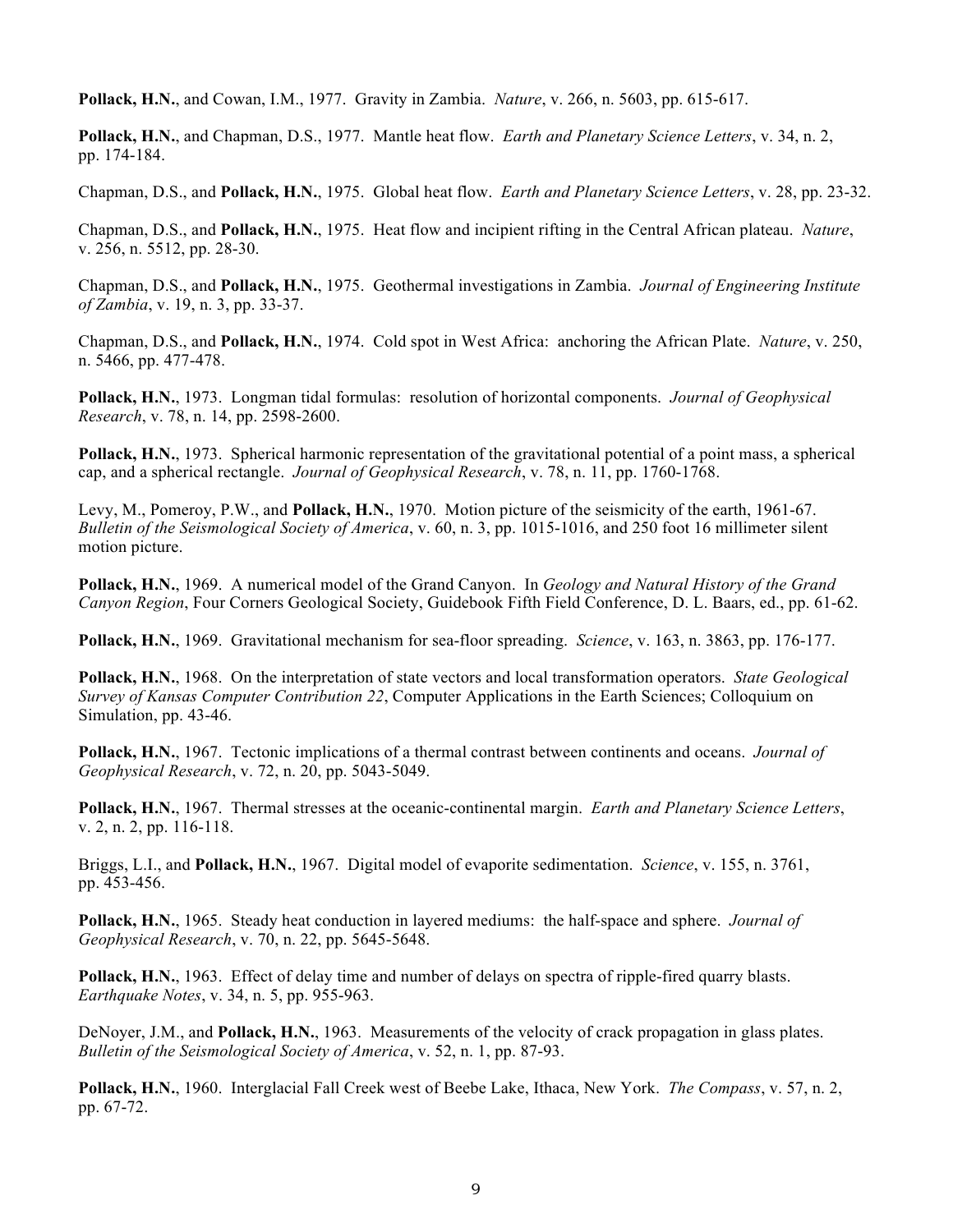**Pollack, H.N.**, and Cowan, I.M., 1977. Gravity in Zambia. *Nature*, v. 266, n. 5603, pp. 615-617.

**Pollack, H.N.**, and Chapman, D.S., 1977. Mantle heat flow. *Earth and Planetary Science Letters*, v. 34, n. 2, pp. 174-184.

Chapman, D.S., and **Pollack, H.N.**, 1975. Global heat flow. *Earth and Planetary Science Letters*, v. 28, pp. 23-32.

Chapman, D.S., and **Pollack, H.N.**, 1975. Heat flow and incipient rifting in the Central African plateau. *Nature*, v. 256, n. 5512, pp. 28-30.

Chapman, D.S., and **Pollack, H.N.**, 1975. Geothermal investigations in Zambia. *Journal of Engineering Institute of Zambia*, v. 19, n. 3, pp. 33-37.

Chapman, D.S., and **Pollack, H.N.**, 1974. Cold spot in West Africa: anchoring the African Plate. *Nature*, v. 250, n. 5466, pp. 477-478.

**Pollack, H.N.**, 1973. Longman tidal formulas: resolution of horizontal components. *Journal of Geophysical Research*, v. 78, n. 14, pp. 2598-2600.

**Pollack, H.N.**, 1973. Spherical harmonic representation of the gravitational potential of a point mass, a spherical cap, and a spherical rectangle. *Journal of Geophysical Research*, v. 78, n. 11, pp. 1760-1768.

Levy, M., Pomeroy, P.W., and **Pollack, H.N.**, 1970. Motion picture of the seismicity of the earth, 1961-67. *Bulletin of the Seismological Society of America*, v. 60, n. 3, pp. 1015-1016, and 250 foot 16 millimeter silent motion picture.

**Pollack, H.N.**, 1969. A numerical model of the Grand Canyon. In *Geology and Natural History of the Grand Canyon Region*, Four Corners Geological Society, Guidebook Fifth Field Conference, D. L. Baars, ed., pp. 61-62.

**Pollack, H.N.**, 1969. Gravitational mechanism for sea-floor spreading. *Science*, v. 163, n. 3863, pp. 176-177.

**Pollack, H.N.**, 1968. On the interpretation of state vectors and local transformation operators. *State Geological Survey of Kansas Computer Contribution 22*, Computer Applications in the Earth Sciences; Colloquium on Simulation, pp. 43-46.

**Pollack, H.N.**, 1967. Tectonic implications of a thermal contrast between continents and oceans. *Journal of Geophysical Research*, v. 72, n. 20, pp. 5043-5049.

**Pollack, H.N.**, 1967. Thermal stresses at the oceanic-continental margin. *Earth and Planetary Science Letters*, v. 2, n. 2, pp. 116-118.

Briggs, L.I., and **Pollack, H.N.**, 1967. Digital model of evaporite sedimentation. *Science*, v. 155, n. 3761, pp. 453-456.

**Pollack, H.N.**, 1965. Steady heat conduction in layered mediums: the half-space and sphere. *Journal of Geophysical Research*, v. 70, n. 22, pp. 5645-5648.

**Pollack, H.N.**, 1963. Effect of delay time and number of delays on spectra of ripple-fired quarry blasts. *Earthquake Notes*, v. 34, n. 5, pp. 955-963.

DeNoyer, J.M., and **Pollack, H.N.**, 1963. Measurements of the velocity of crack propagation in glass plates. *Bulletin of the Seismological Society of America*, v. 52, n. 1, pp. 87-93.

**Pollack, H.N.**, 1960. Interglacial Fall Creek west of Beebe Lake, Ithaca, New York. *The Compass*, v. 57, n. 2, pp. 67-72.